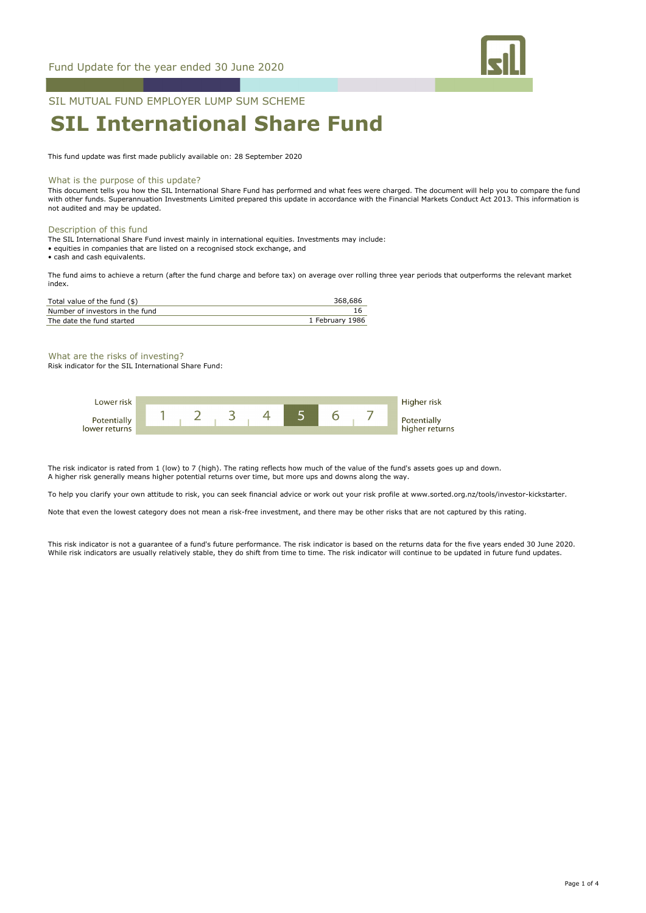Fund Update for the year ended 30 June 2020

SIL MUTUAL FUND EMPLOYER LUMP SUM SCHEME

# SIL International Share Fund

This fund update was first made publicly available on: 28 September 2020

## What is the purpose of this update?

This document tells you how the SIL International Share Fund has performed and what fees were charged. The document will help you to compare the fund with other funds. Superannuation Investments Limited prepared this update in accordance with the Financial Markets Conduct Act 2013. This information is not audited and may be updated.

## Description of this fund

The SIL International Share Fund invest mainly in international equities. Investments may include:

- equities in companies that are listed on a recognised stock exchange, and
- cash and cash equivalents.

The fund aims to achieve a return (after the fund charge and before tax) on average over rolling three year periods that outperforms the relevant market index.

| | |
|---|---|
| Total value of the fund ($) | 368,686 |
| Number of investors in the fund | 16 |
| The date the fund started | 1 February 1986 |

## What are the risks of investing?

Risk indicator for the SIL International Share Fund:

| Lower risk / Potentially lower returns | 1 | 2 | 3 | 4 | **5** | 6 | 7 | Higher risk / Potentially higher returns |
|---|---|---|---|---|---|---|---|---|

The risk indicator is rated from 1 (low) to 7 (high). The rating reflects how much of the value of the fund's assets goes up and down. A higher risk generally means higher potential returns over time, but more ups and downs along the way.

To help you clarify your own attitude to risk, you can seek financial advice or work out your risk profile at www.sorted.org.nz/tools/investor-kickstarter.

Note that even the lowest category does not mean a risk-free investment, and there may be other risks that are not captured by this rating.

This risk indicator is not a guarantee of a fund's future performance. The risk indicator is based on the returns data for the five years ended 30 June 2020. While risk indicators are usually relatively stable, they do shift from time to time. The risk indicator will continue to be updated in future fund updates.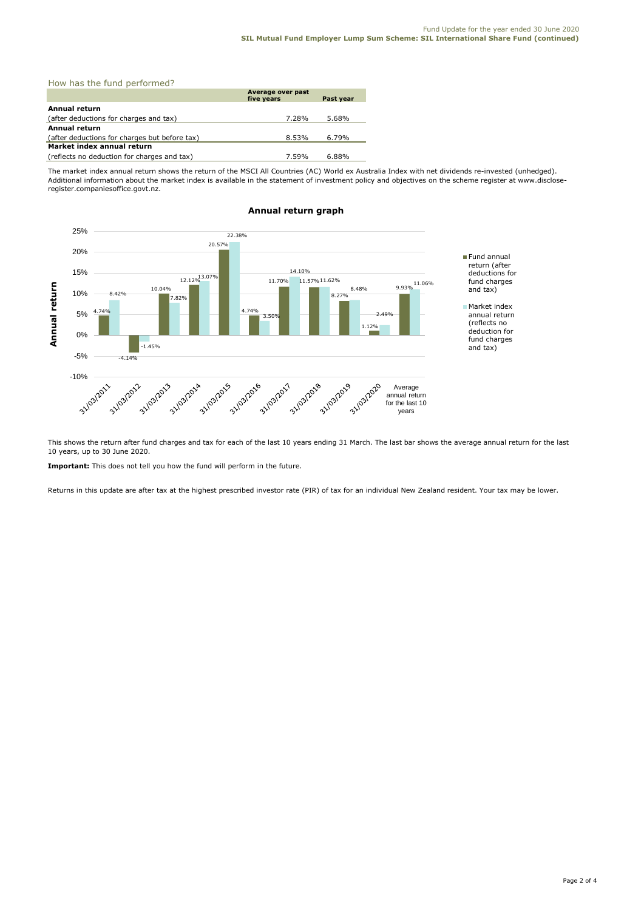## How has the fund performed?

| | Average over past five years | Past year |
|---|---|---|
| **Annual return** | | |
| (after deductions for charges and tax) | 7.28% | 5.68% |
| **Annual return** | | |
| (after deductions for charges but before tax) | 8.53% | 6.79% |
| **Market index annual return** | | |
| (reflects no deduction for charges and tax) | 7.59% | 6.88% |

The market index annual return shows the return of the MSCI All Countries (AC) World ex Australia Index with net dividends re-invested (unhedged). Additional information about the market index is available in the statement of investment policy and objectives on the scheme register at www.disclose-register.companiesoffice.govt.nz.

**Annual return graph**

| | Fund annual return (after deductions for fund charges and tax) | Market index annual return (reflects no deduction for fund charges and tax) |
|---|---|---|
| 31/03/2011 | 4.74% | 8.42% |
| 31/03/2012 | -4.14% | -1.45% |
| 31/03/2013 | 10.04% | 7.82% |
| 31/03/2014 | 12.12% | 13.07% |
| 31/03/2015 | 20.57% | 22.38% |
| 31/03/2016 | 4.74% | 3.50% |
| 31/03/2017 | 11.70% | 14.10% |
| 31/03/2018 | 11.57% | 11.62% |
| 31/03/2019 | 8.27% | 8.48% |
| 31/03/2020 | 1.12% | 2.49% |
| Average annual return for the last 10 years | 9.93% | 11.06% |

This shows the return after fund charges and tax for each of the last 10 years ending 31 March. The last bar shows the average annual return for the last 10 years, up to 30 June 2020.

**Important:** This does not tell you how the fund will perform in the future.

Returns in this update are after tax at the highest prescribed investor rate (PIR) of tax for an individual New Zealand resident. Your tax may be lower.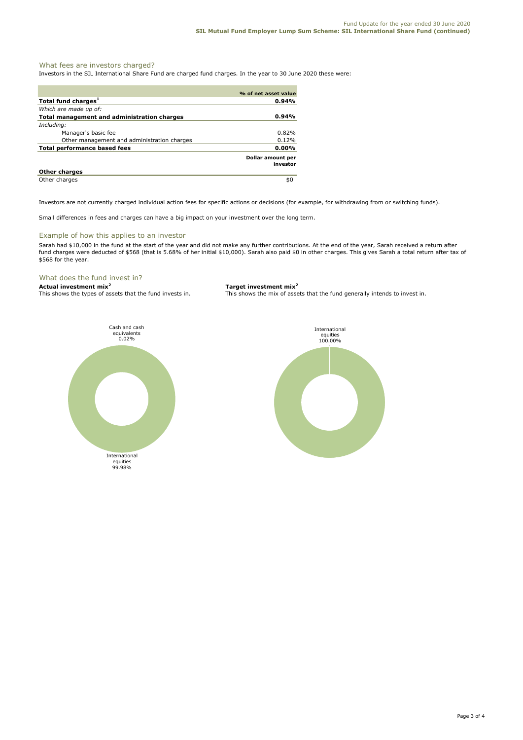## What fees are investors charged?

Investors in the SIL International Share Fund are charged fund charges. In the year to 30 June 2020 these were:

| | % of net asset value |
|---|---|
| **Total fund charges[1]** | **0.94%** |
| *Which are made up of:* | |
| **Total management and administration charges** | **0.94%** |
| *Including:* | |
| Manager's basic fee | 0.82% |
| Other management and administration charges | 0.12% |
| **Total performance based fees** | **0.00%** |
| | **Dollar amount per investor** |
| **Other charges** | |
| Other charges | $0 |

Investors are not currently charged individual action fees for specific actions or decisions (for example, for withdrawing from or switching funds).

Small differences in fees and charges can have a big impact on your investment over the long term.

## Example of how this applies to an investor

Sarah had $10,000 in the fund at the start of the year and did not make any further contributions. At the end of the year, Sarah received a return after fund charges were deducted of $568 (that is 5.68% of her initial $10,000). Sarah also paid $0 in other charges. This gives Sarah a total return after tax of $568 for the year.

## What does the fund invest in?

**Actual investment mix[2]**

This shows the types of assets that the fund invests in.

- Cash and cash equivalents 0.02%
- International equities 99.98%

**Target investment mix[2]**

This shows the mix of assets that the fund generally intends to invest in.

- International equities 100.00%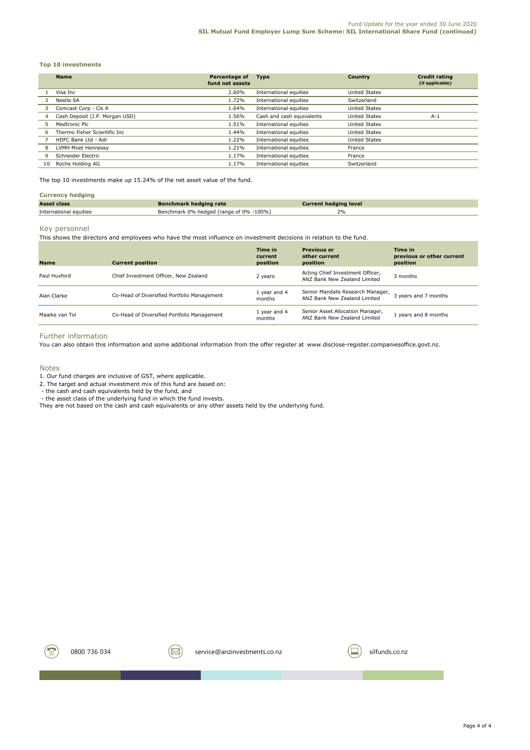### Top 10 investments

| | Name | Percentage of fund net assets | Type | Country | Credit rating (if applicable) |
|---|---|---|---|---|---|
| 1 | Visa Inc | 2.60% | International equities | United States | |
| 2 | Nestle SA | 1.72% | International equities | Switzerland | |
| 3 | Comcast Corp - Cls A | 1.64% | International equities | United States | |
| 4 | Cash Deposit (J.P. Morgan USD) | 1.56% | Cash and cash equivalents | United States | A-1 |
| 5 | Medtronic Plc | 1.51% | International equities | United States | |
| 6 | Thermo Fisher Scientific Inc | 1.44% | International equities | United States | |
| 7 | HDFC Bank Ltd - Adr | 1.22% | International equities | United States | |
| 8 | LVMH Moet Hennessy | 1.21% | International equities | France | |
| 9 | Schneider Electric | 1.17% | International equities | France | |
| 10 | Roche Holding AG | 1.17% | International equities | Switzerland | |

The top 10 investments make up 15.24% of the net asset value of the fund.

### Currency hedging

| Asset class | Benchmark hedging rate | Current hedging level |
|---|---|---|
| International equities | Benchmark 0% hedged (range of 0% -100%) | 2% |

## Key personnel

This shows the directors and employees who have the most influence on investment decisions in relation to the fund.

| Name | Current position | Time in current position | Previous or other current position | Time in previous or other current position |
|---|---|---|---|---|
| Paul Huxford | Chief Investment Officer, New Zealand | 2 years | Acting Chief Investment Officer, ANZ Bank New Zealand Limited | 3 months |
| Alan Clarke | Co-Head of Diversified Portfolio Management | 1 year and 4 months | Senior Mandate Research Manager, ANZ Bank New Zealand Limited | 3 years and 7 months |
| Maaike van Tol | Co-Head of Diversified Portfolio Management | 1 year and 4 months | Senior Asset Allocation Manager, ANZ Bank New Zealand Limited | 1 years and 8 months |

## Further information

You can also obtain this information and some additional information from the offer register at www.disclose-register.companiesoffice.govt.nz.

## Notes

1. Our fund charges are inclusive of GST, where applicable.
2. The target and actual investment mix of this fund are based on:
 - the cash and cash equivalents held by the fund, and
 - the asset class of the underlying fund in which the fund invests.

They are not based on the cash and cash equivalents or any other assets held by the underlying fund.

0800 736 034 service@anzinvestments.co.nz silfunds.co.nz